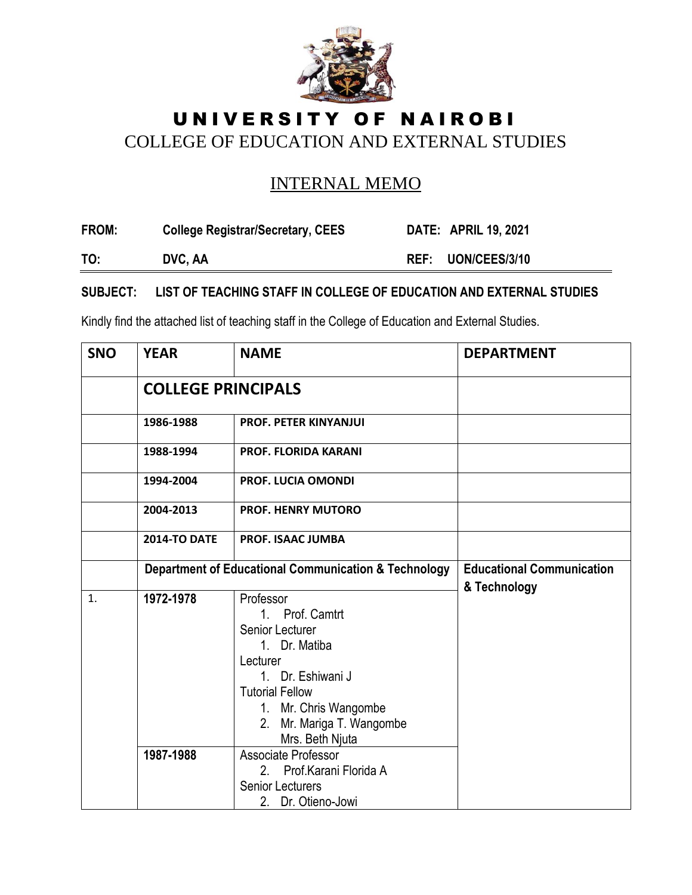# UNIVERSITY OF NAIROBI

## COLLEGE OF EDUCATION AND EXTERNAL STUDIES

### INTERNAL MEMO

**FROM:** College Registrar/Secretary, CEES **DATE: APRIL 19, 2021**

**TO:** DVC, AA **REF: UON/CEES/3/10**

**SUBJECT: LIST OF TEACHING STAFF IN COLLEGE OF EDUCATION AND EXTERNAL STUDIES**

Kindly find the attached list of teaching staff in the College of Education and External Studies.

| SNO | YEAR | NAME | DEPARTMENT |
|---|---|---|---|
| | **COLLEGE PRINCIPALS** | | |
| | **1986-1988** | **PROF. PETER KINYANJUI** | |
| | **1988-1994** | **PROF. FLORIDA KARANI** | |
| | **1994-2004** | **PROF. LUCIA OMONDI** | |
| | **2004-2013** | **PROF. HENRY MUTORO** | |
| | **2014-TO DATE** | **PROF. ISAAC JUMBA** | |
| | **Department of Educational Communication & Technology** | | **Educational Communication & Technology** |
| 1. | **1972-1978** | Professor<br>1. Prof. Camtrt<br>Senior Lecturer<br>1. Dr. Matiba<br>Lecturer<br>1. Dr. Eshiwani J<br>Tutorial Fellow<br>1. Mr. Chris Wangombe<br>2. Mr. Mariga T. Wangombe<br>Mrs. Beth Njuta | |
| | **1987-1988** | Associate Professor<br>2. Prof.Karani Florida A<br>Senior Lecturers<br>2. Dr. Otieno-Jowi | |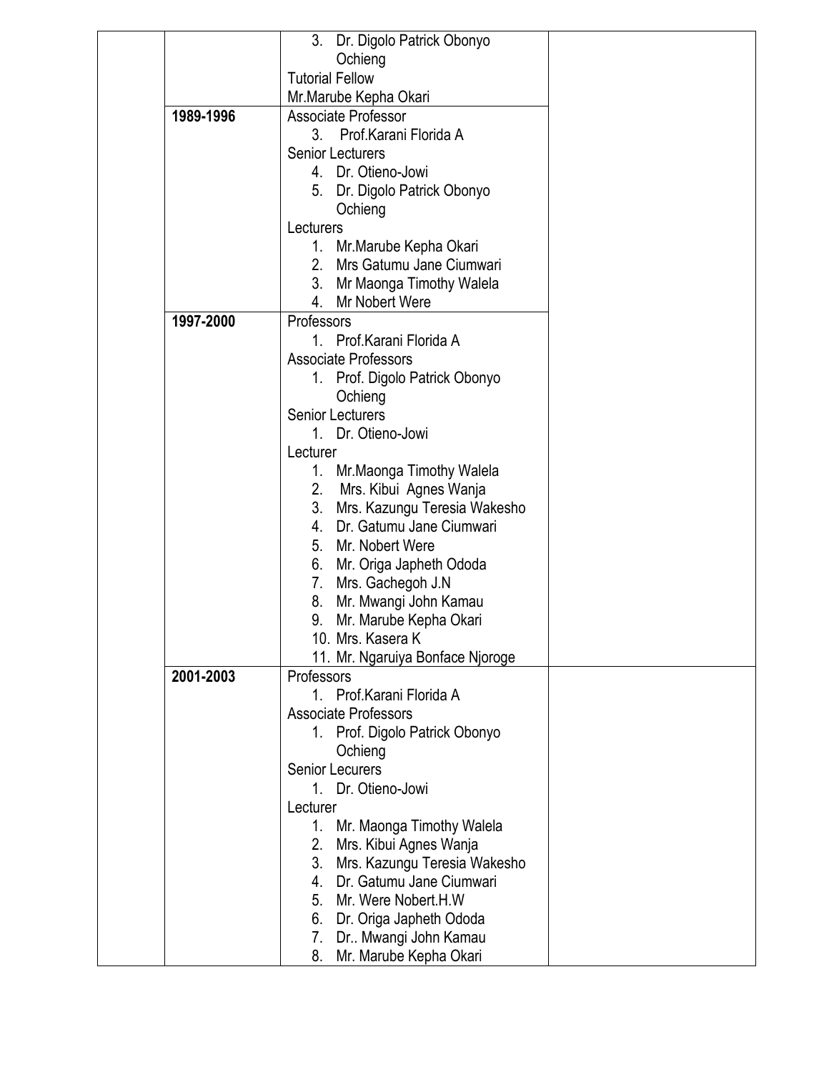| | | | |
|---|---|---|---|
| | | 3. Dr. Digolo Patrick Obonyo Ochieng<br>Tutorial Fellow<br>Mr.Marube Kepha Okari | |
| | **1989-1996** | Associate Professor<br>3. Prof.Karani Florida A<br>Senior Lecturers<br>4. Dr. Otieno-Jowi<br>5. Dr. Digolo Patrick Obonyo Ochieng<br>Lecturers<br>1. Mr.Marube Kepha Okari<br>2. Mrs Gatumu Jane Ciumwari<br>3. Mr Maonga Timothy Walela<br>4. Mr Nobert Were | |
| | **1997-2000** | Professors<br>1. Prof.Karani Florida A<br>Associate Professors<br>1. Prof. Digolo Patrick Obonyo Ochieng<br>Senior Lecturers<br>1. Dr. Otieno-Jowi<br>Lecturer<br>1. Mr.Maonga Timothy Walela<br>2. Mrs. Kibui Agnes Wanja<br>3. Mrs. Kazungu Teresia Wakesho<br>4. Dr. Gatumu Jane Ciumwari<br>5. Mr. Nobert Were<br>6. Mr. Origa Japheth Ododa<br>7. Mrs. Gachegoh J.N<br>8. Mr. Mwangi John Kamau<br>9. Mr. Marube Kepha Okari<br>10. Mrs. Kasera K<br>11. Mr. Ngaruiya Bonface Njoroge | |
| | **2001-2003** | Professors<br>1. Prof.Karani Florida A<br>Associate Professors<br>1. Prof. Digolo Patrick Obonyo Ochieng<br>Senior Lecurers<br>1. Dr. Otieno-Jowi<br>Lecturer<br>1. Mr. Maonga Timothy Walela<br>2. Mrs. Kibui Agnes Wanja<br>3. Mrs. Kazungu Teresia Wakesho<br>4. Dr. Gatumu Jane Ciumwari<br>5. Mr. Were Nobert.H.W<br>6. Dr. Origa Japheth Ododa<br>7. Dr.. Mwangi John Kamau<br>8. Mr. Marube Kepha Okari | |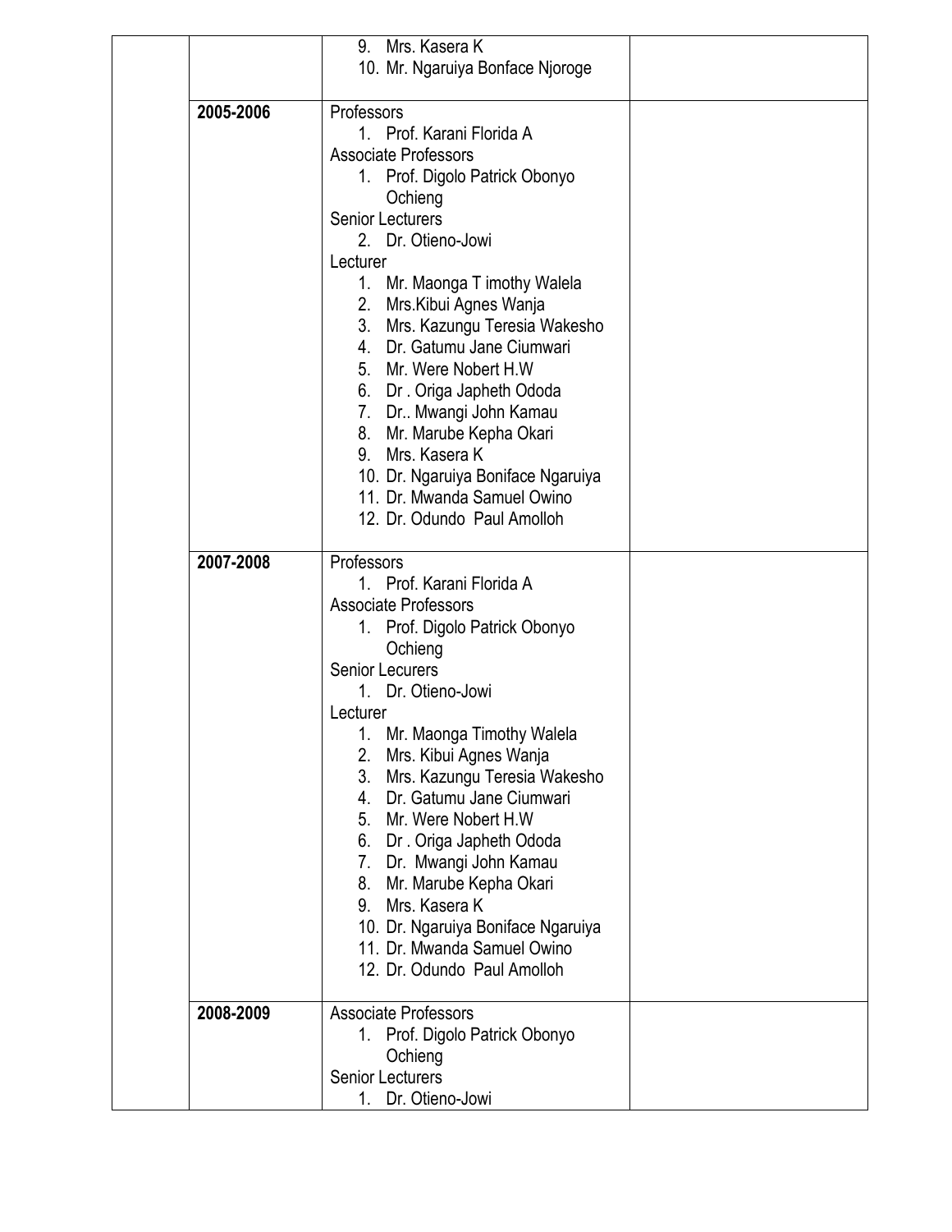| | | | |
|---|---|---|---|
| | | 9. Mrs. Kasera K<br>10. Mr. Ngaruiya Bonface Njoroge | |
| | **2005-2006** | Professors<br>1. Prof. Karani Florida A<br>Associate Professors<br>1. Prof. Digolo Patrick Obonyo Ochieng<br>Senior Lecturers<br>2. Dr. Otieno-Jowi<br>Lecturer<br>1. Mr. Maonga T imothy Walela<br>2. Mrs.Kibui Agnes Wanja<br>3. Mrs. Kazungu Teresia Wakesho<br>4. Dr. Gatumu Jane Ciumwari<br>5. Mr. Were Nobert H.W<br>6. Dr . Origa Japheth Ododa<br>7. Dr.. Mwangi John Kamau<br>8. Mr. Marube Kepha Okari<br>9. Mrs. Kasera K<br>10. Dr. Ngaruiya Boniface Ngaruiya<br>11. Dr. Mwanda Samuel Owino<br>12. Dr. Odundo Paul Amolloh | |
| | **2007-2008** | Professors<br>1. Prof. Karani Florida A<br>Associate Professors<br>1. Prof. Digolo Patrick Obonyo Ochieng<br>Senior Lecurers<br>1. Dr. Otieno-Jowi<br>Lecturer<br>1. Mr. Maonga Timothy Walela<br>2. Mrs. Kibui Agnes Wanja<br>3. Mrs. Kazungu Teresia Wakesho<br>4. Dr. Gatumu Jane Ciumwari<br>5. Mr. Were Nobert H.W<br>6. Dr . Origa Japheth Ododa<br>7. Dr. Mwangi John Kamau<br>8. Mr. Marube Kepha Okari<br>9. Mrs. Kasera K<br>10. Dr. Ngaruiya Boniface Ngaruiya<br>11. Dr. Mwanda Samuel Owino<br>12. Dr. Odundo Paul Amolloh | |
| | **2008-2009** | Associate Professors<br>1. Prof. Digolo Patrick Obonyo Ochieng<br>Senior Lecturers<br>1. Dr. Otieno-Jowi | |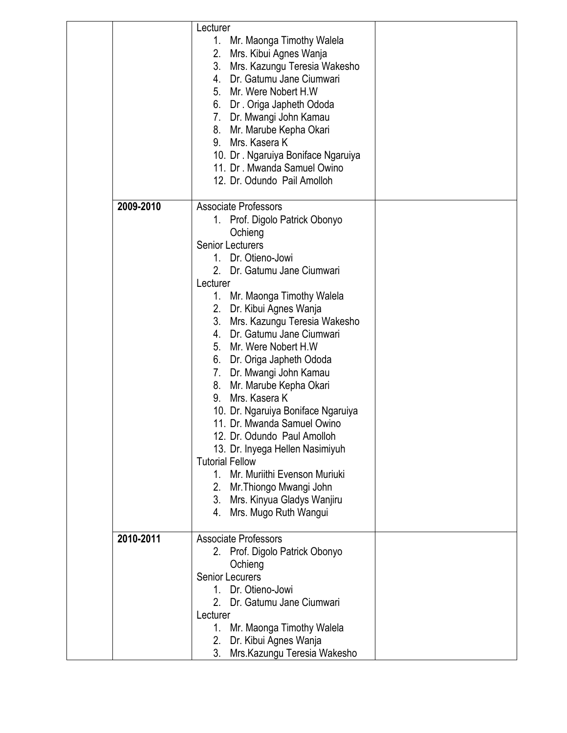| | | | |
|---|---|---|---|
| | | Lecturer<br>1. Mr. Maonga Timothy Walela<br>2. Mrs. Kibui Agnes Wanja<br>3. Mrs. Kazungu Teresia Wakesho<br>4. Dr. Gatumu Jane Ciumwari<br>5. Mr. Were Nobert H.W<br>6. Dr . Origa Japheth Ododa<br>7. Dr. Mwangi John Kamau<br>8. Mr. Marube Kepha Okari<br>9. Mrs. Kasera K<br>10. Dr . Ngaruiya Boniface Ngaruiya<br>11. Dr . Mwanda Samuel Owino<br>12. Dr. Odundo Pail Amolloh | |
| | **2009-2010** | Associate Professors<br>1. Prof. Digolo Patrick Obonyo Ochieng<br>Senior Lecturers<br>1. Dr. Otieno-Jowi<br>2. Dr. Gatumu Jane Ciumwari<br>Lecturer<br>1. Mr. Maonga Timothy Walela<br>2. Dr. Kibui Agnes Wanja<br>3. Mrs. Kazungu Teresia Wakesho<br>4. Dr. Gatumu Jane Ciumwari<br>5. Mr. Were Nobert H.W<br>6. Dr. Origa Japheth Ododa<br>7. Dr. Mwangi John Kamau<br>8. Mr. Marube Kepha Okari<br>9. Mrs. Kasera K<br>10. Dr. Ngaruiya Boniface Ngaruiya<br>11. Dr. Mwanda Samuel Owino<br>12. Dr. Odundo Paul Amolloh<br>13. Dr. Inyega Hellen Nasimiyuh<br>Tutorial Fellow<br>1. Mr. Muriithi Evenson Muriuki<br>2. Mr.Thiongo Mwangi John<br>3. Mrs. Kinyua Gladys Wanjiru<br>4. Mrs. Mugo Ruth Wangui | |
| | **2010-2011** | Associate Professors<br>2. Prof. Digolo Patrick Obonyo Ochieng<br>Senior Lecurers<br>1. Dr. Otieno-Jowi<br>2. Dr. Gatumu Jane Ciumwari<br>Lecturer<br>1. Mr. Maonga Timothy Walela<br>2. Dr. Kibui Agnes Wanja<br>3. Mrs.Kazungu Teresia Wakesho | |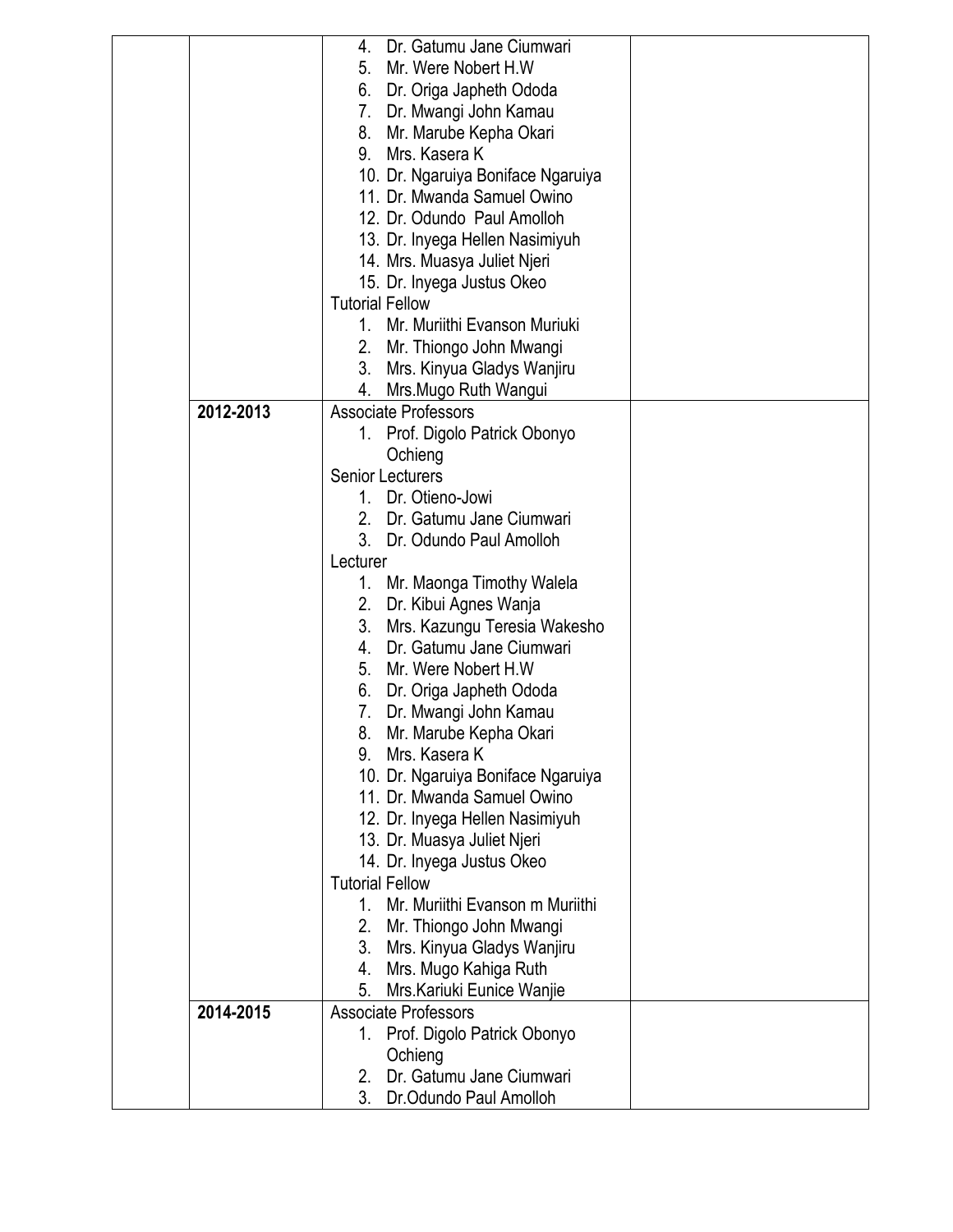| | | | |
|---|---|---|---|
| | | 4. Dr. Gatumu Jane Ciumwari<br>5. Mr. Were Nobert H.W<br>6. Dr. Origa Japheth Ododa<br>7. Dr. Mwangi John Kamau<br>8. Mr. Marube Kepha Okari<br>9. Mrs. Kasera K<br>10. Dr. Ngaruiya Boniface Ngaruiya<br>11. Dr. Mwanda Samuel Owino<br>12. Dr. Odundo Paul Amolloh<br>13. Dr. Inyega Hellen Nasimiyuh<br>14. Mrs. Muasya Juliet Njeri<br>15. Dr. Inyega Justus Okeo<br>Tutorial Fellow<br>1. Mr. Muriithi Evanson Muriuki<br>2. Mr. Thiongo John Mwangi<br>3. Mrs. Kinyua Gladys Wanjiru<br>4. Mrs.Mugo Ruth Wangui | |
| | **2012-2013** | Associate Professors<br>1. Prof. Digolo Patrick Obonyo Ochieng<br>Senior Lecturers<br>1. Dr. Otieno-Jowi<br>2. Dr. Gatumu Jane Ciumwari<br>3. Dr. Odundo Paul Amolloh<br>Lecturer<br>1. Mr. Maonga Timothy Walela<br>2. Dr. Kibui Agnes Wanja<br>3. Mrs. Kazungu Teresia Wakesho<br>4. Dr. Gatumu Jane Ciumwari<br>5. Mr. Were Nobert H.W<br>6. Dr. Origa Japheth Ododa<br>7. Dr. Mwangi John Kamau<br>8. Mr. Marube Kepha Okari<br>9. Mrs. Kasera K<br>10. Dr. Ngaruiya Boniface Ngaruiya<br>11. Dr. Mwanda Samuel Owino<br>12. Dr. Inyega Hellen Nasimiyuh<br>13. Dr. Muasya Juliet Njeri<br>14. Dr. Inyega Justus Okeo<br>Tutorial Fellow<br>1. Mr. Muriithi Evanson m Muriithi<br>2. Mr. Thiongo John Mwangi<br>3. Mrs. Kinyua Gladys Wanjiru<br>4. Mrs. Mugo Kahiga Ruth<br>5. Mrs.Kariuki Eunice Wanjie | |
| | **2014-2015** | Associate Professors<br>1. Prof. Digolo Patrick Obonyo Ochieng<br>2. Dr. Gatumu Jane Ciumwari<br>3. Dr.Odundo Paul Amolloh | |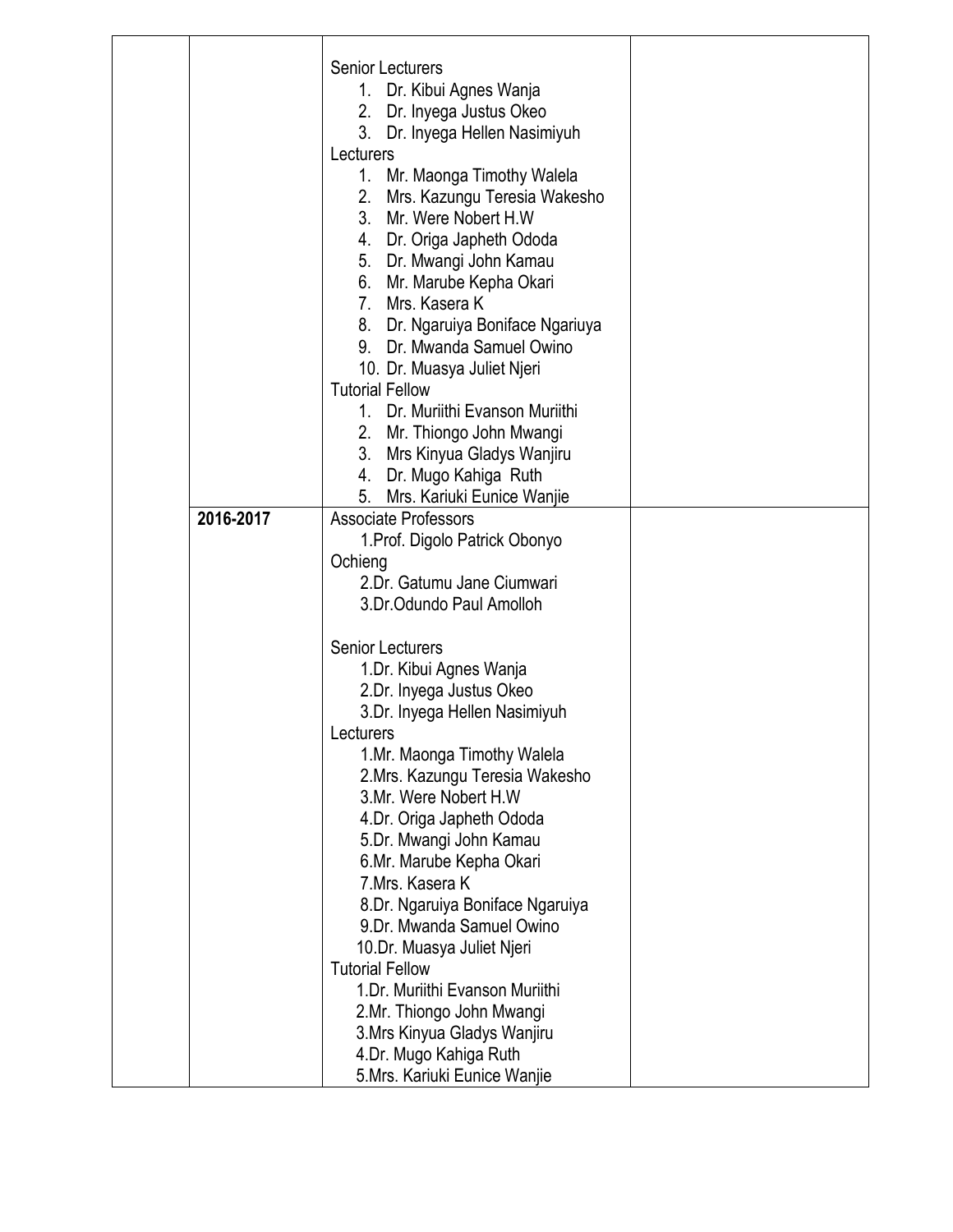| | | | |
|---|---|---|---|
| | | Senior Lecturers<br>1. Dr. Kibui Agnes Wanja<br>2. Dr. Inyega Justus Okeo<br>3. Dr. Inyega Hellen Nasimiyuh<br>Lecturers<br>1. Mr. Maonga Timothy Walela<br>2. Mrs. Kazungu Teresia Wakesho<br>3. Mr. Were Nobert H.W<br>4. Dr. Origa Japheth Ododa<br>5. Dr. Mwangi John Kamau<br>6. Mr. Marube Kepha Okari<br>7. Mrs. Kasera K<br>8. Dr. Ngaruiya Boniface Ngariuya<br>9. Dr. Mwanda Samuel Owino<br>10. Dr. Muasya Juliet Njeri<br>Tutorial Fellow<br>1. Dr. Muriithi Evanson Muriithi<br>2. Mr. Thiongo John Mwangi<br>3. Mrs Kinyua Gladys Wanjiru<br>4. Dr. Mugo Kahiga Ruth<br>5. Mrs. Kariuki Eunice Wanjie | |
| | **2016-2017** | Associate Professors<br>1.Prof. Digolo Patrick Obonyo Ochieng<br>2.Dr. Gatumu Jane Ciumwari<br>3.Dr.Odundo Paul Amolloh<br><br>Senior Lecturers<br>1.Dr. Kibui Agnes Wanja<br>2.Dr. Inyega Justus Okeo<br>3.Dr. Inyega Hellen Nasimiyuh<br>Lecturers<br>1.Mr. Maonga Timothy Walela<br>2.Mrs. Kazungu Teresia Wakesho<br>3.Mr. Were Nobert H.W<br>4.Dr. Origa Japheth Ododa<br>5.Dr. Mwangi John Kamau<br>6.Mr. Marube Kepha Okari<br>7.Mrs. Kasera K<br>8.Dr. Ngaruiya Boniface Ngaruiya<br>9.Dr. Mwanda Samuel Owino<br>10.Dr. Muasya Juliet Njeri<br>Tutorial Fellow<br>1.Dr. Muriithi Evanson Muriithi<br>2.Mr. Thiongo John Mwangi<br>3.Mrs Kinyua Gladys Wanjiru<br>4.Dr. Mugo Kahiga Ruth<br>5.Mrs. Kariuki Eunice Wanjie | |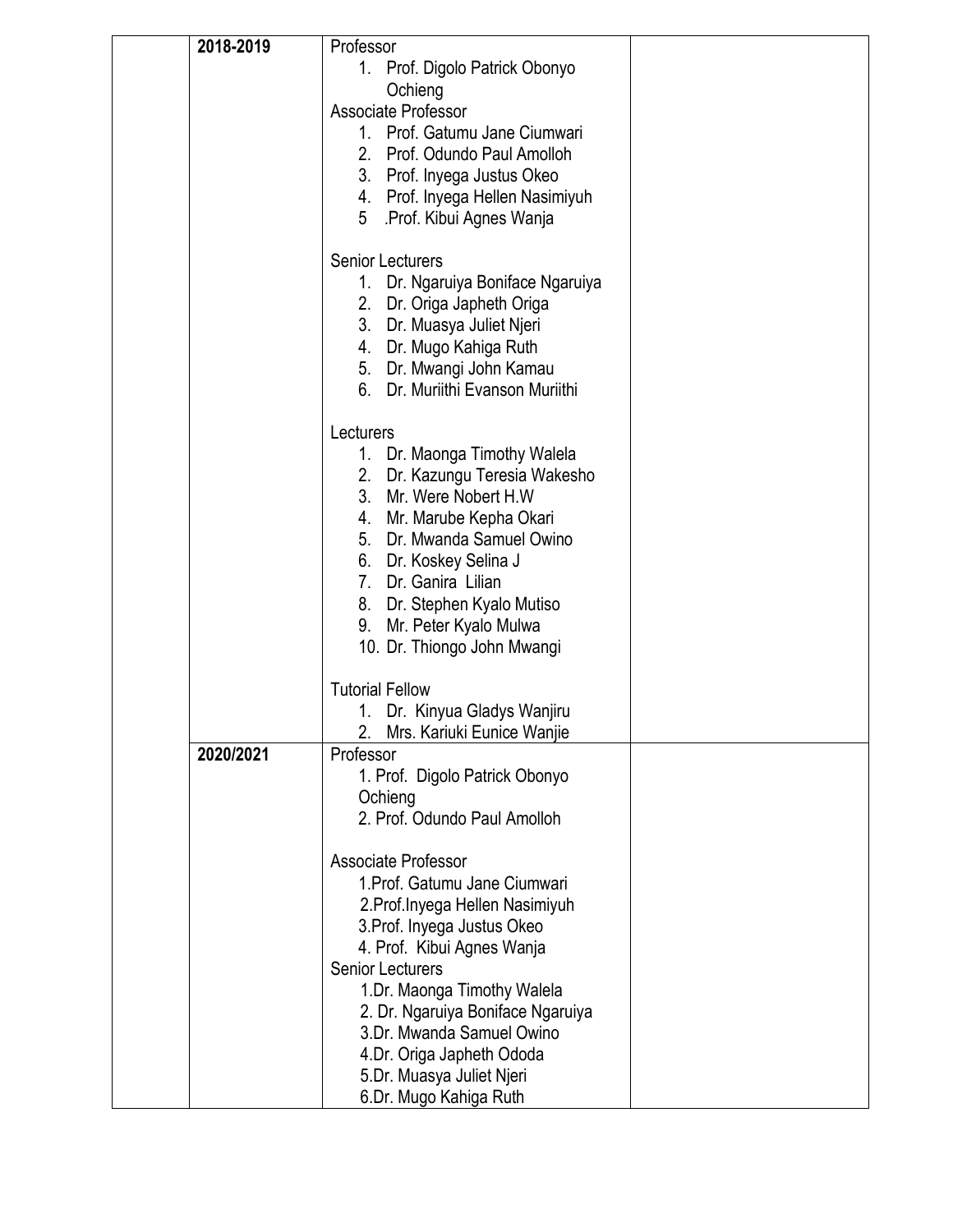| | 2018-2019 | Professor<br>1. Prof. Digolo Patrick Obonyo Ochieng<br>Associate Professor<br>1. Prof. Gatumu Jane Ciumwari<br>2. Prof. Odundo Paul Amolloh<br>3. Prof. Inyega Justus Okeo<br>4. Prof. Inyega Hellen Nasimiyuh<br>5 .Prof. Kibui Agnes Wanja<br><br>Senior Lecturers<br>1. Dr. Ngaruiya Boniface Ngaruiya<br>2. Dr. Origa Japheth Origa<br>3. Dr. Muasya Juliet Njeri<br>4. Dr. Mugo Kahiga Ruth<br>5. Dr. Mwangi John Kamau<br>6. Dr. Muriithi Evanson Muriithi<br><br>Lecturers<br>1. Dr. Maonga Timothy Walela<br>2. Dr. Kazungu Teresia Wakesho<br>3. Mr. Were Nobert H.W<br>4. Mr. Marube Kepha Okari<br>5. Dr. Mwanda Samuel Owino<br>6. Dr. Koskey Selina J<br>7. Dr. Ganira Lilian<br>8. Dr. Stephen Kyalo Mutiso<br>9. Mr. Peter Kyalo Mulwa<br>10. Dr. Thiongo John Mwangi<br><br>Tutorial Fellow<br>1. Dr. Kinyua Gladys Wanjiru<br>2. Mrs. Kariuki Eunice Wanjie | |
|---|---|---|---|
| | 2020/2021 | Professor<br>1. Prof. Digolo Patrick Obonyo Ochieng<br>2. Prof. Odundo Paul Amolloh<br><br>Associate Professor<br>1.Prof. Gatumu Jane Ciumwari<br>2.Prof.Inyega Hellen Nasimiyuh<br>3.Prof. Inyega Justus Okeo<br>4. Prof. Kibui Agnes Wanja<br>Senior Lecturers<br>1.Dr. Maonga Timothy Walela<br>2. Dr. Ngaruiya Boniface Ngaruiya<br>3.Dr. Mwanda Samuel Owino<br>4.Dr. Origa Japheth Ododa<br>5.Dr. Muasya Juliet Njeri<br>6.Dr. Mugo Kahiga Ruth | |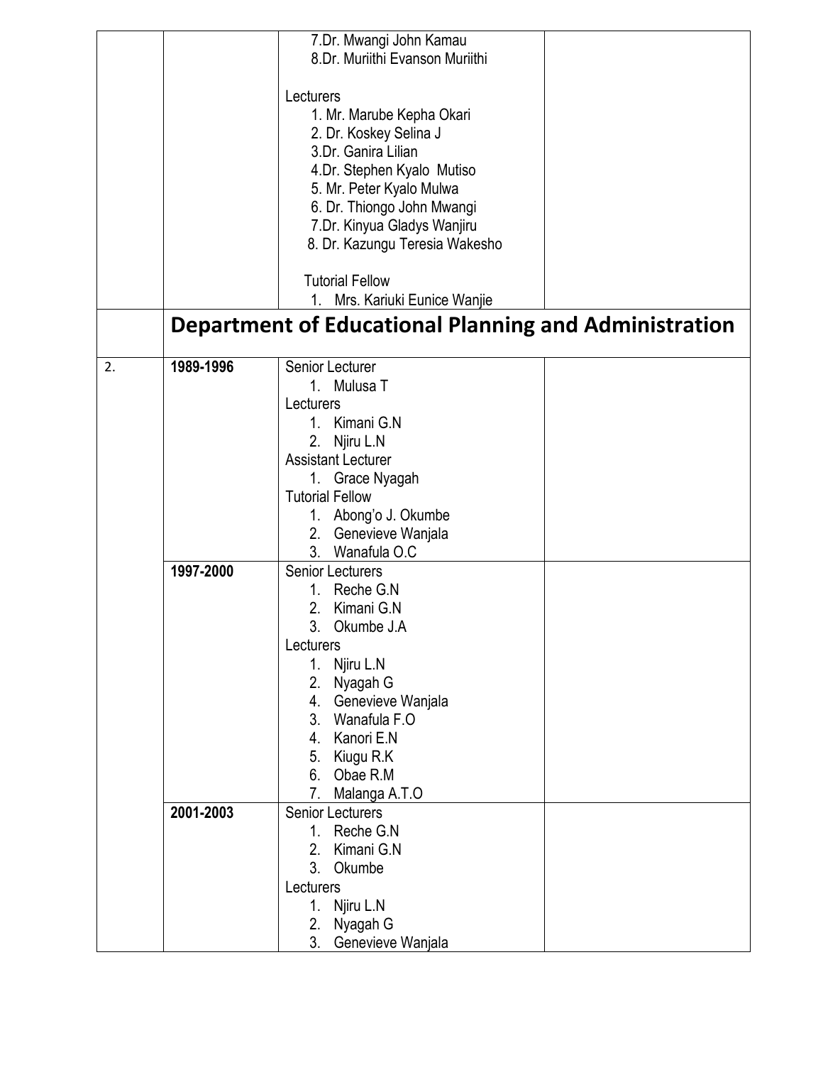| | | | |
|---|---|---|---|
| | | 7.Dr. Mwangi John Kamau<br>8.Dr. Muriithi Evanson Muriithi<br><br>Lecturers<br>1. Mr. Marube Kepha Okari<br>2. Dr. Koskey Selina J<br>3.Dr. Ganira Lilian<br>4.Dr. Stephen Kyalo Mutiso<br>5. Mr. Peter Kyalo Mulwa<br>6. Dr. Thiongo John Mwangi<br>7.Dr. Kinyua Gladys Wanjiru<br>8. Dr. Kazungu Teresia Wakesho<br><br>Tutorial Fellow<br>1. Mrs. Kariuki Eunice Wanjie | |
| | **Department of Educational Planning and Administration** | | |
| 2. | **1989-1996** | Senior Lecturer<br>1. Mulusa T<br>Lecturers<br>1. Kimani G.N<br>2. Njiru L.N<br>Assistant Lecturer<br>1. Grace Nyagah<br>Tutorial Fellow<br>1. Abong'o J. Okumbe<br>2. Genevieve Wanjala<br>3. Wanafula O.C | |
| | **1997-2000** | Senior Lecturers<br>1. Reche G.N<br>2. Kimani G.N<br>3. Okumbe J.A<br>Lecturers<br>1. Njiru L.N<br>2. Nyagah G<br>4. Genevieve Wanjala<br>3. Wanafula F.O<br>4. Kanori E.N<br>5. Kiugu R.K<br>6. Obae R.M<br>7. Malanga A.T.O | |
| | **2001-2003** | Senior Lecturers<br>1. Reche G.N<br>2. Kimani G.N<br>3. Okumbe<br>Lecturers<br>1. Njiru L.N<br>2. Nyagah G<br>3. Genevieve Wanjala | |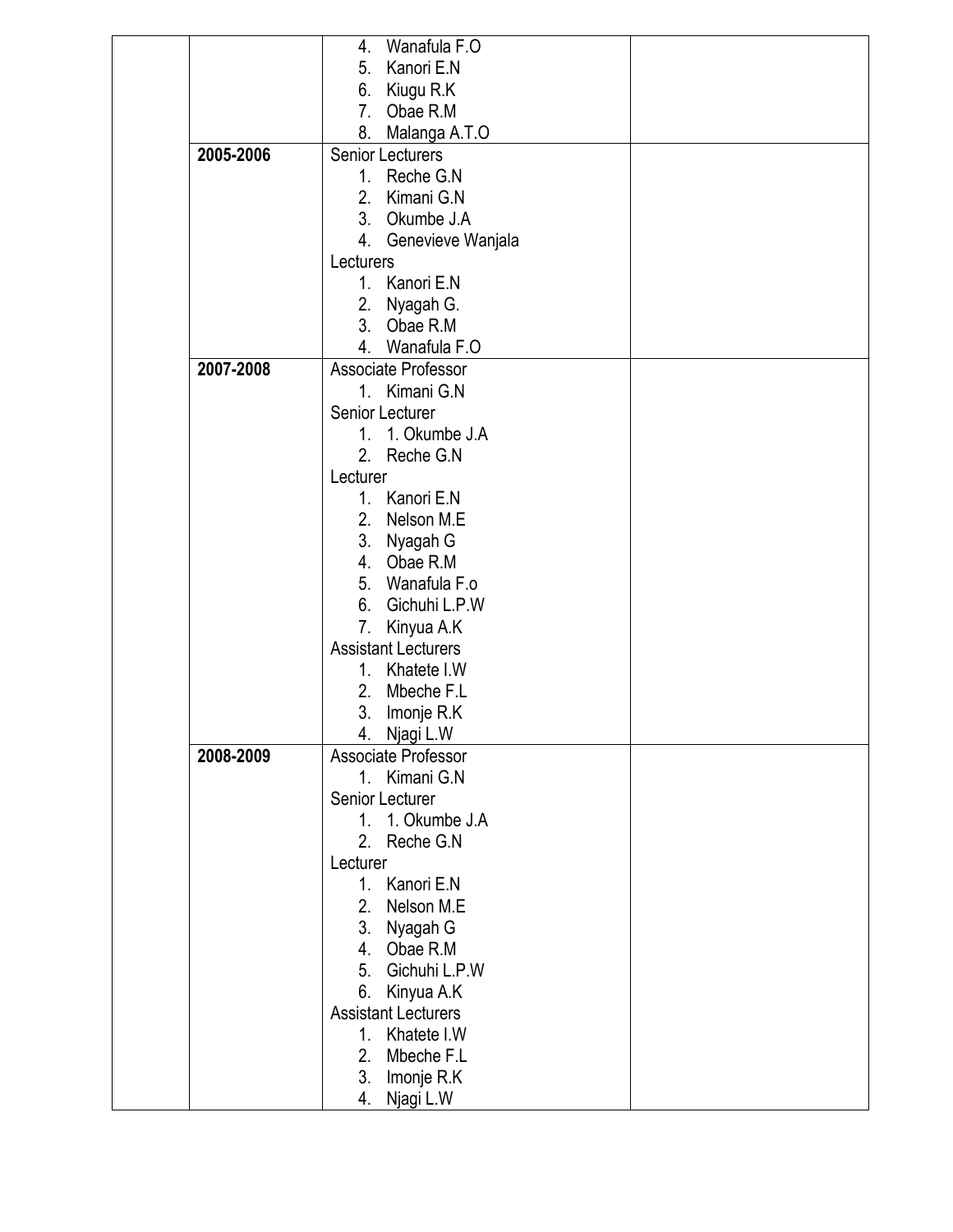| | | | |
|---|---|---|---|
| | | 4. Wanafula F.O<br>5. Kanori E.N<br>6. Kiugu R.K<br>7. Obae R.M<br>8. Malanga A.T.O | |
| | **2005-2006** | Senior Lecturers<br>1. Reche G.N<br>2. Kimani G.N<br>3. Okumbe J.A<br>4. Genevieve Wanjala<br>Lecturers<br>1. Kanori E.N<br>2. Nyagah G.<br>3. Obae R.M<br>4. Wanafula F.O | |
| | **2007-2008** | Associate Professor<br>1. Kimani G.N<br>Senior Lecturer<br>1. 1. Okumbe J.A<br>2. Reche G.N<br>Lecturer<br>1. Kanori E.N<br>2. Nelson M.E<br>3. Nyagah G<br>4. Obae R.M<br>5. Wanafula F.o<br>6. Gichuhi L.P.W<br>7. Kinyua A.K<br>Assistant Lecturers<br>1. Khatete I.W<br>2. Mbeche F.L<br>3. Imonje R.K<br>4. Njagi L.W | |
| | **2008-2009** | Associate Professor<br>1. Kimani G.N<br>Senior Lecturer<br>1. 1. Okumbe J.A<br>2. Reche G.N<br>Lecturer<br>1. Kanori E.N<br>2. Nelson M.E<br>3. Nyagah G<br>4. Obae R.M<br>5. Gichuhi L.P.W<br>6. Kinyua A.K<br>Assistant Lecturers<br>1. Khatete I.W<br>2. Mbeche F.L<br>3. Imonje R.K<br>4. Njagi L.W | |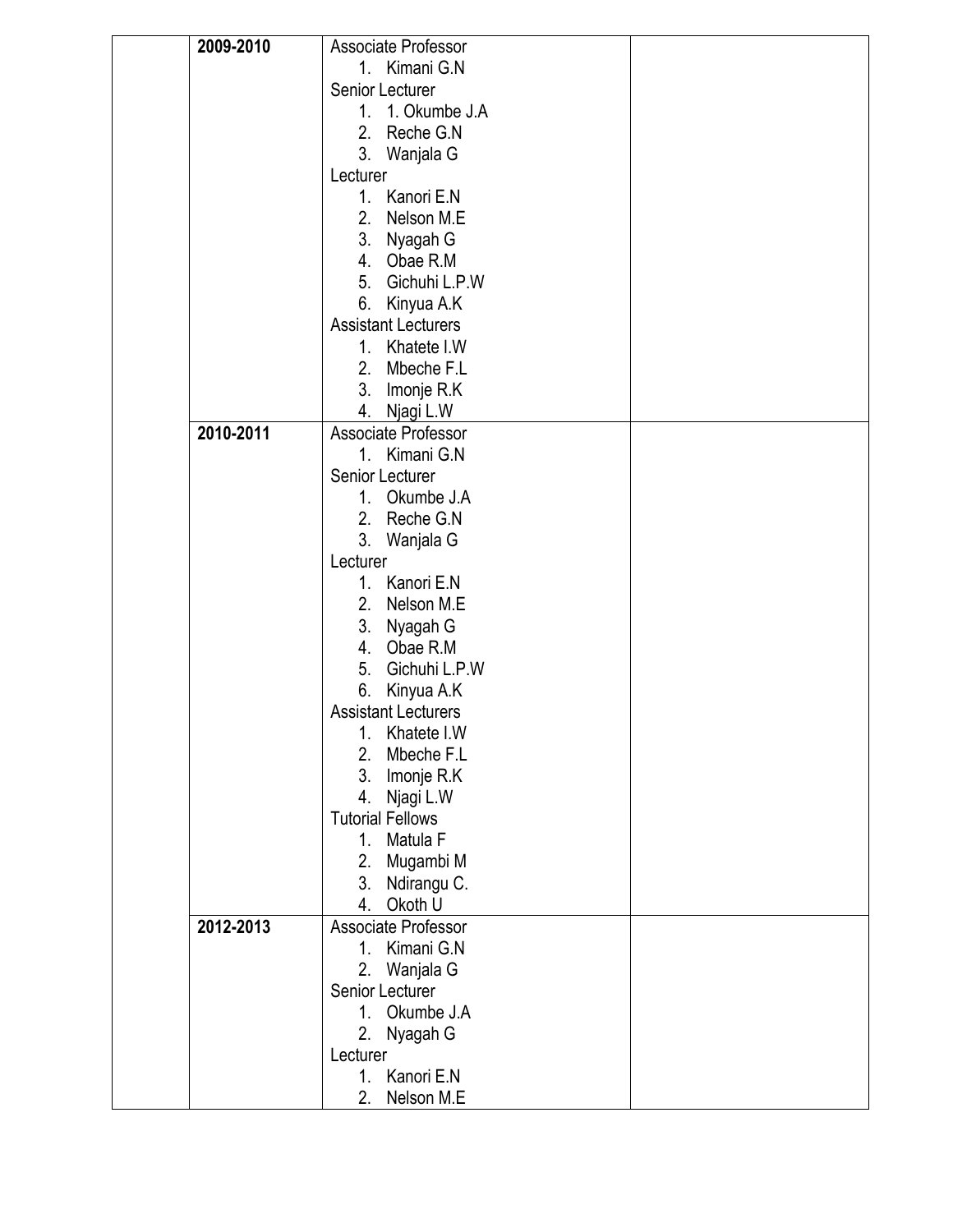| | | | |
|---|---|---|---|
| | **2009-2010** | Associate Professor<br>1. Kimani G.N<br>Senior Lecturer<br>1. 1. Okumbe J.A<br>2. Reche G.N<br>3. Wanjala G<br>Lecturer<br>1. Kanori E.N<br>2. Nelson M.E<br>3. Nyagah G<br>4. Obae R.M<br>5. Gichuhi L.P.W<br>6. Kinyua A.K<br>Assistant Lecturers<br>1. Khatete I.W<br>2. Mbeche F.L<br>3. Imonje R.K<br>4. Njagi L.W | |
| | **2010-2011** | Associate Professor<br>1. Kimani G.N<br>Senior Lecturer<br>1. Okumbe J.A<br>2. Reche G.N<br>3. Wanjala G<br>Lecturer<br>1. Kanori E.N<br>2. Nelson M.E<br>3. Nyagah G<br>4. Obae R.M<br>5. Gichuhi L.P.W<br>6. Kinyua A.K<br>Assistant Lecturers<br>1. Khatete I.W<br>2. Mbeche F.L<br>3. Imonje R.K<br>4. Njagi L.W<br>Tutorial Fellows<br>1. Matula F<br>2. Mugambi M<br>3. Ndirangu C.<br>4. Okoth U | |
| | **2012-2013** | Associate Professor<br>1. Kimani G.N<br>2. Wanjala G<br>Senior Lecturer<br>1. Okumbe J.A<br>2. Nyagah G<br>Lecturer<br>1. Kanori E.N<br>2. Nelson M.E | |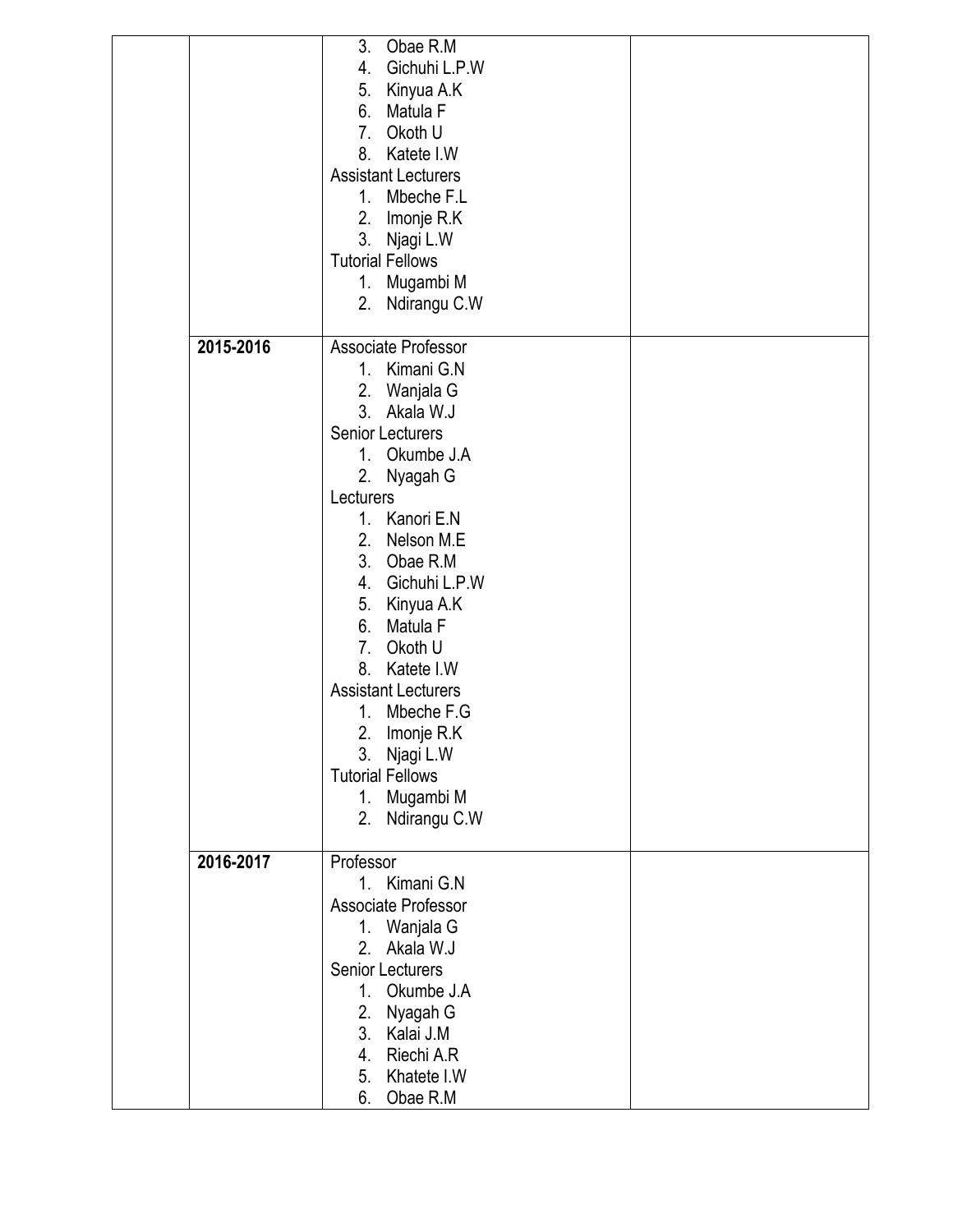|  |  |  |  |
|---|---|---|---|
|  |  | 3. Obae R.M<br>4. Gichuhi L.P.W<br>5. Kinyua A.K<br>6. Matula F<br>7. Okoth U<br>8. Katete I.W<br>Assistant Lecturers<br>1. Mbeche F.L<br>2. Imonje R.K<br>3. Njagi L.W<br>Tutorial Fellows<br>1. Mugambi M<br>2. Ndirangu C.W |  |
|  | **2015-2016** | Associate Professor<br>1. Kimani G.N<br>2. Wanjala G<br>3. Akala W.J<br>Senior Lecturers<br>1. Okumbe J.A<br>2. Nyagah G<br>Lecturers<br>1. Kanori E.N<br>2. Nelson M.E<br>3. Obae R.M<br>4. Gichuhi L.P.W<br>5. Kinyua A.K<br>6. Matula F<br>7. Okoth U<br>8. Katete I.W<br>Assistant Lecturers<br>1. Mbeche F.G<br>2. Imonje R.K<br>3. Njagi L.W<br>Tutorial Fellows<br>1. Mugambi M<br>2. Ndirangu C.W |  |
|  | **2016-2017** | Professor<br>1. Kimani G.N<br>Associate Professor<br>1. Wanjala G<br>2. Akala W.J<br>Senior Lecturers<br>1. Okumbe J.A<br>2. Nyagah G<br>3. Kalai J.M<br>4. Riechi A.R<br>5. Khatete I.W<br>6. Obae R.M |  |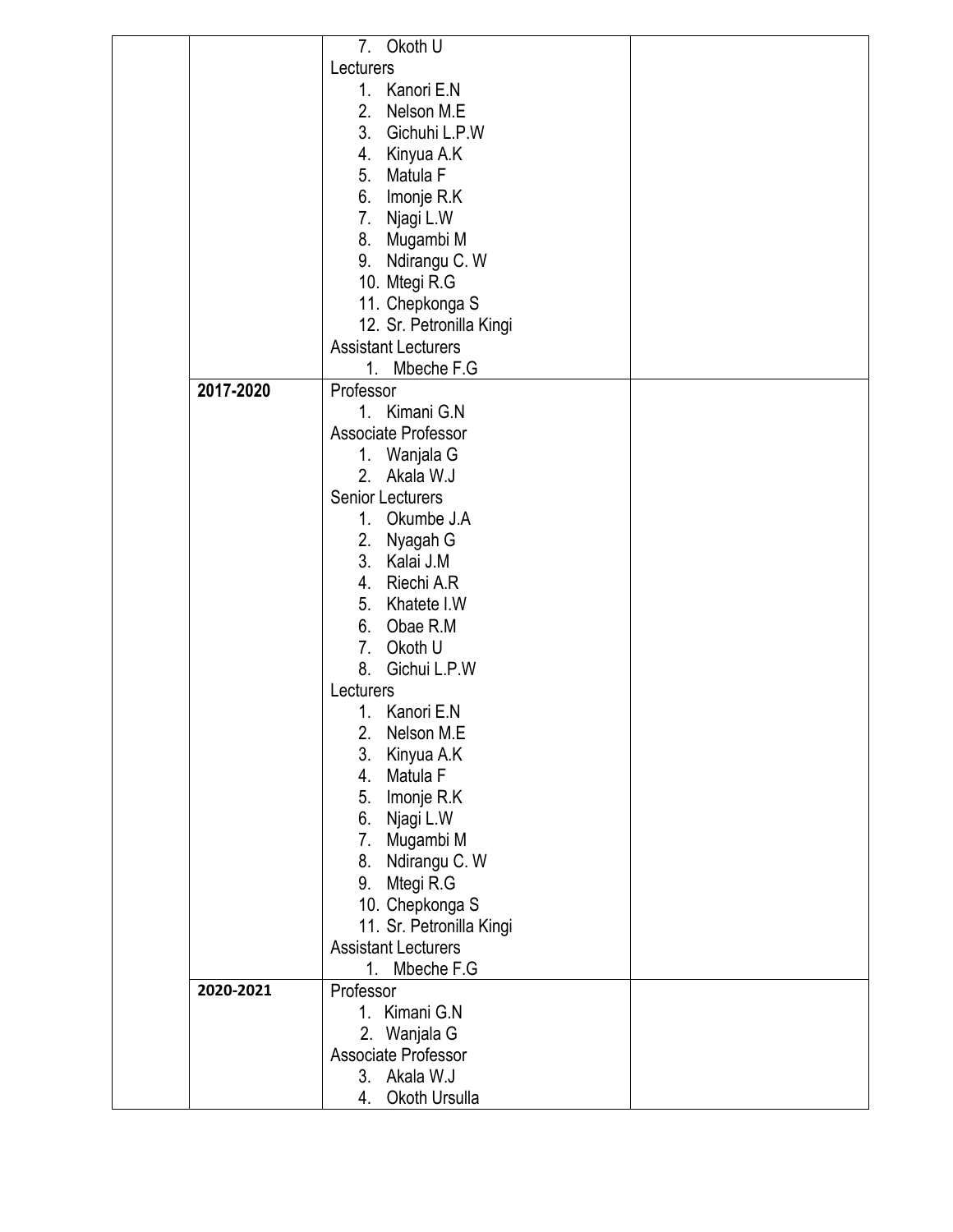| | | | |
|---|---|---|---|
| | | 7. Okoth U<br>Lecturers<br>1. Kanori E.N<br>2. Nelson M.E<br>3. Gichuhi L.P.W<br>4. Kinyua A.K<br>5. Matula F<br>6. Imonje R.K<br>7. Njagi L.W<br>8. Mugambi M<br>9. Ndirangu C. W<br>10. Mtegi R.G<br>11. Chepkonga S<br>12. Sr. Petronilla Kingi<br>Assistant Lecturers<br>1. Mbeche F.G | |
| | **2017-2020** | Professor<br>1. Kimani G.N<br>Associate Professor<br>1. Wanjala G<br>2. Akala W.J<br>Senior Lecturers<br>1. Okumbe J.A<br>2. Nyagah G<br>3. Kalai J.M<br>4. Riechi A.R<br>5. Khatete I.W<br>6. Obae R.M<br>7. Okoth U<br>8. Gichui L.P.W<br>Lecturers<br>1. Kanori E.N<br>2. Nelson M.E<br>3. Kinyua A.K<br>4. Matula F<br>5. Imonje R.K<br>6. Njagi L.W<br>7. Mugambi M<br>8. Ndirangu C. W<br>9. Mtegi R.G<br>10. Chepkonga S<br>11. Sr. Petronilla Kingi<br>Assistant Lecturers<br>1. Mbeche F.G | |
| | **2020-2021** | Professor<br>1. Kimani G.N<br>2. Wanjala G<br>Associate Professor<br>3. Akala W.J<br>4. Okoth Ursulla | |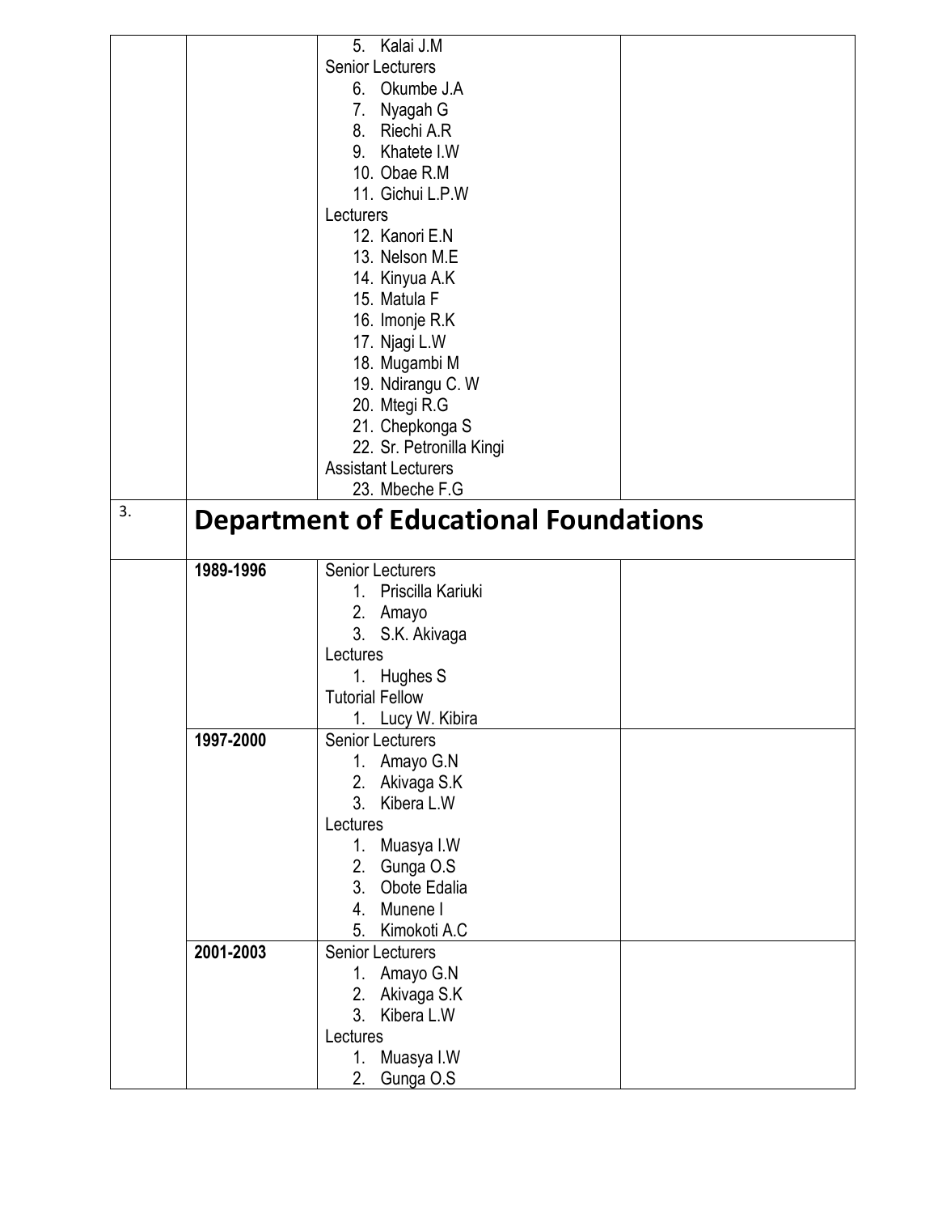| | | | |
|---|---|---|---|
| | | 5. Kalai J.M<br>Senior Lecturers<br>6. Okumbe J.A<br>7. Nyagah G<br>8. Riechi A.R<br>9. Khatete I.W<br>10. Obae R.M<br>11. Gichui L.P.W<br>Lecturers<br>12. Kanori E.N<br>13. Nelson M.E<br>14. Kinyua A.K<br>15. Matula F<br>16. Imonje R.K<br>17. Njagi L.W<br>18. Mugambi M<br>19. Ndirangu C. W<br>20. Mtegi R.G<br>21. Chepkonga S<br>22. Sr. Petronilla Kingi<br>Assistant Lecturers<br>23. Mbeche F.G | |
| 3. | **Department of Educational Foundations** | | |
| | **1989-1996** | Senior Lecturers<br>1. Priscilla Kariuki<br>2. Amayo<br>3. S.K. Akivaga<br>Lectures<br>1. Hughes S<br>Tutorial Fellow<br>1. Lucy W. Kibira | |
| | **1997-2000** | Senior Lecturers<br>1. Amayo G.N<br>2. Akivaga S.K<br>3. Kibera L.W<br>Lectures<br>1. Muasya I.W<br>2. Gunga O.S<br>3. Obote Edalia<br>4. Munene I<br>5. Kimokoti A.C | |
| | **2001-2003** | Senior Lecturers<br>1. Amayo G.N<br>2. Akivaga S.K<br>3. Kibera L.W<br>Lectures<br>1. Muasya I.W<br>2. Gunga O.S | |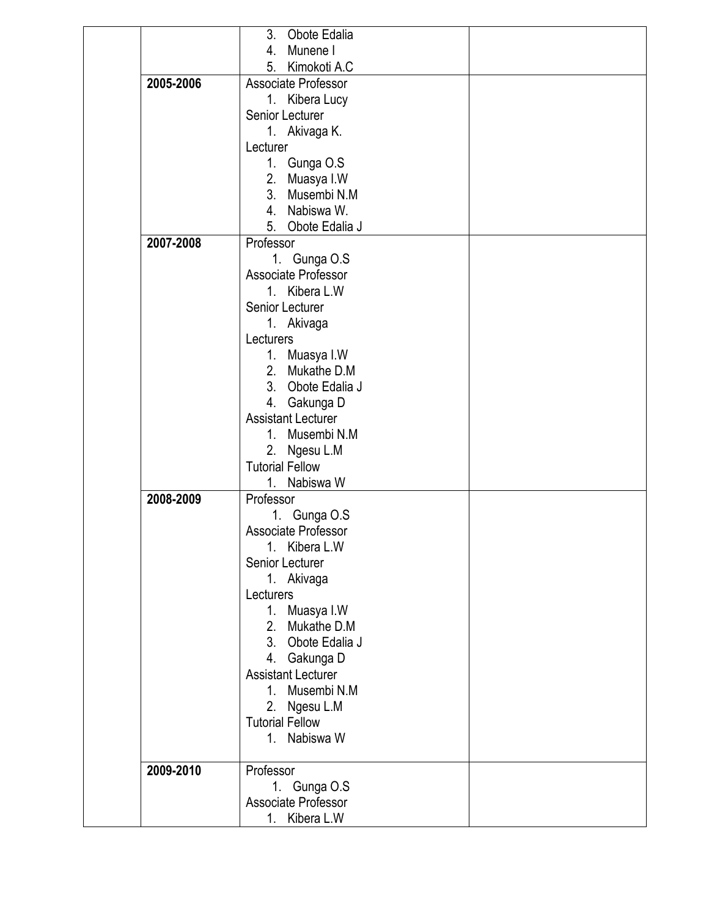| | | | |
|---|---|---|---|
| | | 3. Obote Edalia<br>4. Munene I<br>5. Kimokoti A.C | |
| | **2005-2006** | Associate Professor<br>1. Kibera Lucy<br>Senior Lecturer<br>1. Akivaga K.<br>Lecturer<br>1. Gunga O.S<br>2. Muasya I.W<br>3. Musembi N.M<br>4. Nabiswa W.<br>5. Obote Edalia J | |
| | **2007-2008** | Professor<br>1. Gunga O.S<br>Associate Professor<br>1. Kibera L.W<br>Senior Lecturer<br>1. Akivaga<br>Lecturers<br>1. Muasya I.W<br>2. Mukathe D.M<br>3. Obote Edalia J<br>4. Gakunga D<br>Assistant Lecturer<br>1. Musembi N.M<br>2. Ngesu L.M<br>Tutorial Fellow<br>1. Nabiswa W | |
| | **2008-2009** | Professor<br>1. Gunga O.S<br>Associate Professor<br>1. Kibera L.W<br>Senior Lecturer<br>1. Akivaga<br>Lecturers<br>1. Muasya I.W<br>2. Mukathe D.M<br>3. Obote Edalia J<br>4. Gakunga D<br>Assistant Lecturer<br>1. Musembi N.M<br>2. Ngesu L.M<br>Tutorial Fellow<br>1. Nabiswa W | |
| | **2009-2010** | Professor<br>1. Gunga O.S<br>Associate Professor<br>1. Kibera L.W | |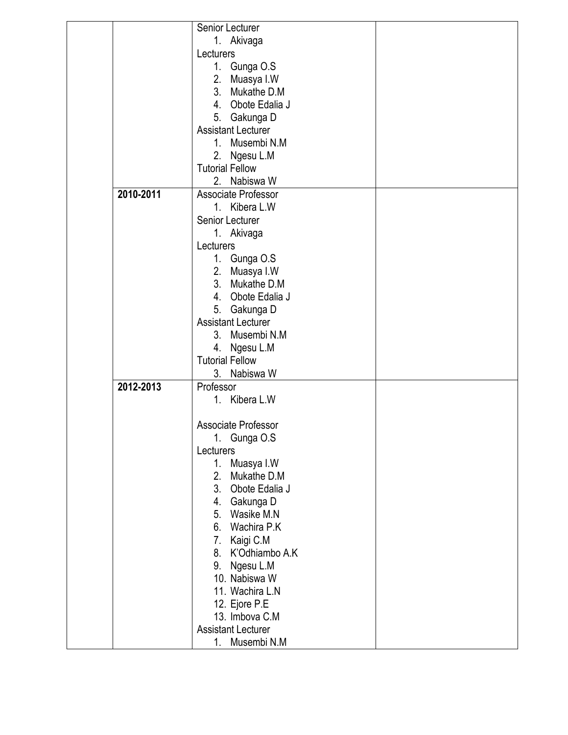| | | | |
|---|---|---|---|
| | | Senior Lecturer<br>1. Akivaga<br>Lecturers<br>1. Gunga O.S<br>2. Muasya I.W<br>3. Mukathe D.M<br>4. Obote Edalia J<br>5. Gakunga D<br>Assistant Lecturer<br>1. Musembi N.M<br>2. Ngesu L.M<br>Tutorial Fellow<br>2. Nabiswa W | |
| | **2010-2011** | Associate Professor<br>1. Kibera L.W<br>Senior Lecturer<br>1. Akivaga<br>Lecturers<br>1. Gunga O.S<br>2. Muasya I.W<br>3. Mukathe D.M<br>4. Obote Edalia J<br>5. Gakunga D<br>Assistant Lecturer<br>3. Musembi N.M<br>4. Ngesu L.M<br>Tutorial Fellow<br>3. Nabiswa W | |
| | **2012-2013** | Professor<br>1. Kibera L.W<br><br>Associate Professor<br>1. Gunga O.S<br>Lecturers<br>1. Muasya I.W<br>2. Mukathe D.M<br>3. Obote Edalia J<br>4. Gakunga D<br>5. Wasike M.N<br>6. Wachira P.K<br>7. Kaigi C.M<br>8. K'Odhiambo A.K<br>9. Ngesu L.M<br>10. Nabiswa W<br>11. Wachira L.N<br>12. Ejore P.E<br>13. Imbova C.M<br>Assistant Lecturer<br>1. Musembi N.M | |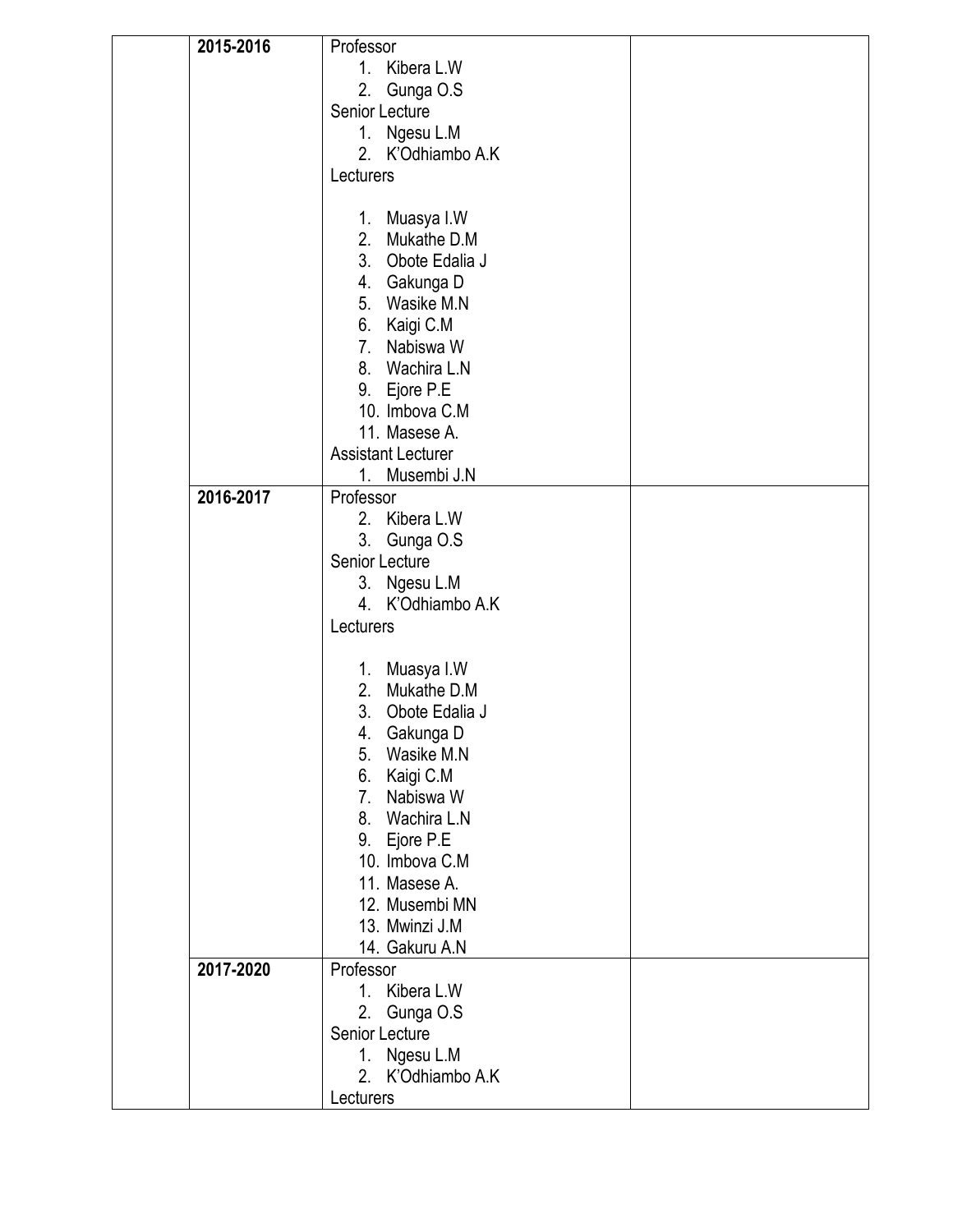|  | 2015-2016 | Professor<br>1. Kibera L.W<br>2. Gunga O.S<br>Senior Lecture<br>1. Ngesu L.M<br>2. K'Odhiambo A.K<br>Lecturers<br><br>1. Muasya I.W<br>2. Mukathe D.M<br>3. Obote Edalia J<br>4. Gakunga D<br>5. Wasike M.N<br>6. Kaigi C.M<br>7. Nabiswa W<br>8. Wachira L.N<br>9. Ejore P.E<br>10. Imbova C.M<br>11. Masese A.<br>Assistant Lecturer<br>1. Musembi J.N |  |
|---|---|---|---|
|  | 2016-2017 | Professor<br>2. Kibera L.W<br>3. Gunga O.S<br>Senior Lecture<br>3. Ngesu L.M<br>4. K'Odhiambo A.K<br>Lecturers<br><br>1. Muasya I.W<br>2. Mukathe D.M<br>3. Obote Edalia J<br>4. Gakunga D<br>5. Wasike M.N<br>6. Kaigi C.M<br>7. Nabiswa W<br>8. Wachira L.N<br>9. Ejore P.E<br>10. Imbova C.M<br>11. Masese A.<br>12. Musembi MN<br>13. Mwinzi J.M<br>14. Gakuru A.N |  |
|  | 2017-2020 | Professor<br>1. Kibera L.W<br>2. Gunga O.S<br>Senior Lecture<br>1. Ngesu L.M<br>2. K'Odhiambo A.K<br>Lecturers |  |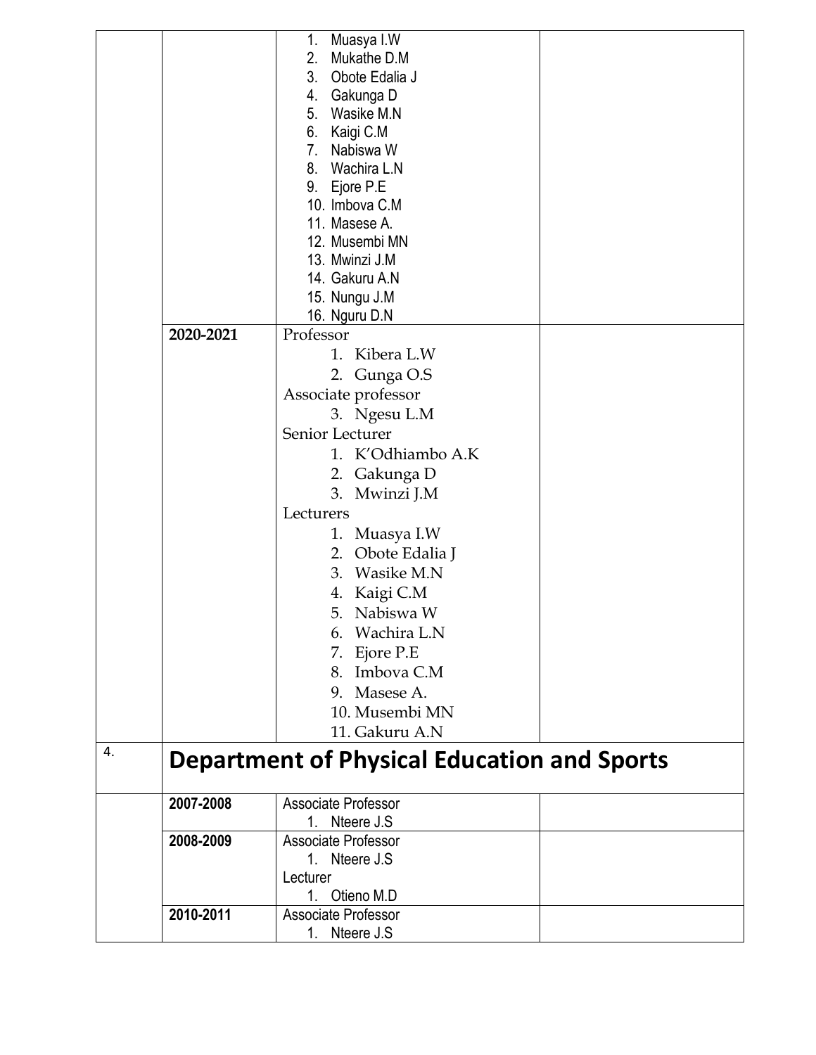| | | | |
|---|---|---|---|
| | | 1. Muasya I.W<br>2. Mukathe D.M<br>3. Obote Edalia J<br>4. Gakunga D<br>5. Wasike M.N<br>6. Kaigi C.M<br>7. Nabiswa W<br>8. Wachira L.N<br>9. Ejore P.E<br>10. Imbova C.M<br>11. Masese A.<br>12. Musembi MN<br>13. Mwinzi J.M<br>14. Gakuru A.N<br>15. Nungu J.M<br>16. Nguru D.N | |
| | **2020-2021** | Professor<br>1. Kibera L.W<br>2. Gunga O.S<br>Associate professor<br>3. Ngesu L.M<br>Senior Lecturer<br>1. K'Odhiambo A.K<br>2. Gakunga D<br>3. Mwinzi J.M<br>Lecturers<br>1. Muasya I.W<br>2. Obote Edalia J<br>3. Wasike M.N<br>4. Kaigi C.M<br>5. Nabiswa W<br>6. Wachira L.N<br>7. Ejore P.E<br>8. Imbova C.M<br>9. Masese A.<br>10. Musembi MN<br>11. Gakuru A.N | |
| 4. | **Department of Physical Education and Sports** | | |
| | **2007-2008** | Associate Professor<br>1. Nteere J.S | |
| | **2008-2009** | Associate Professor<br>1. Nteere J.S<br>Lecturer<br>1. Otieno M.D | |
| | **2010-2011** | Associate Professor<br>1. Nteere J.S | |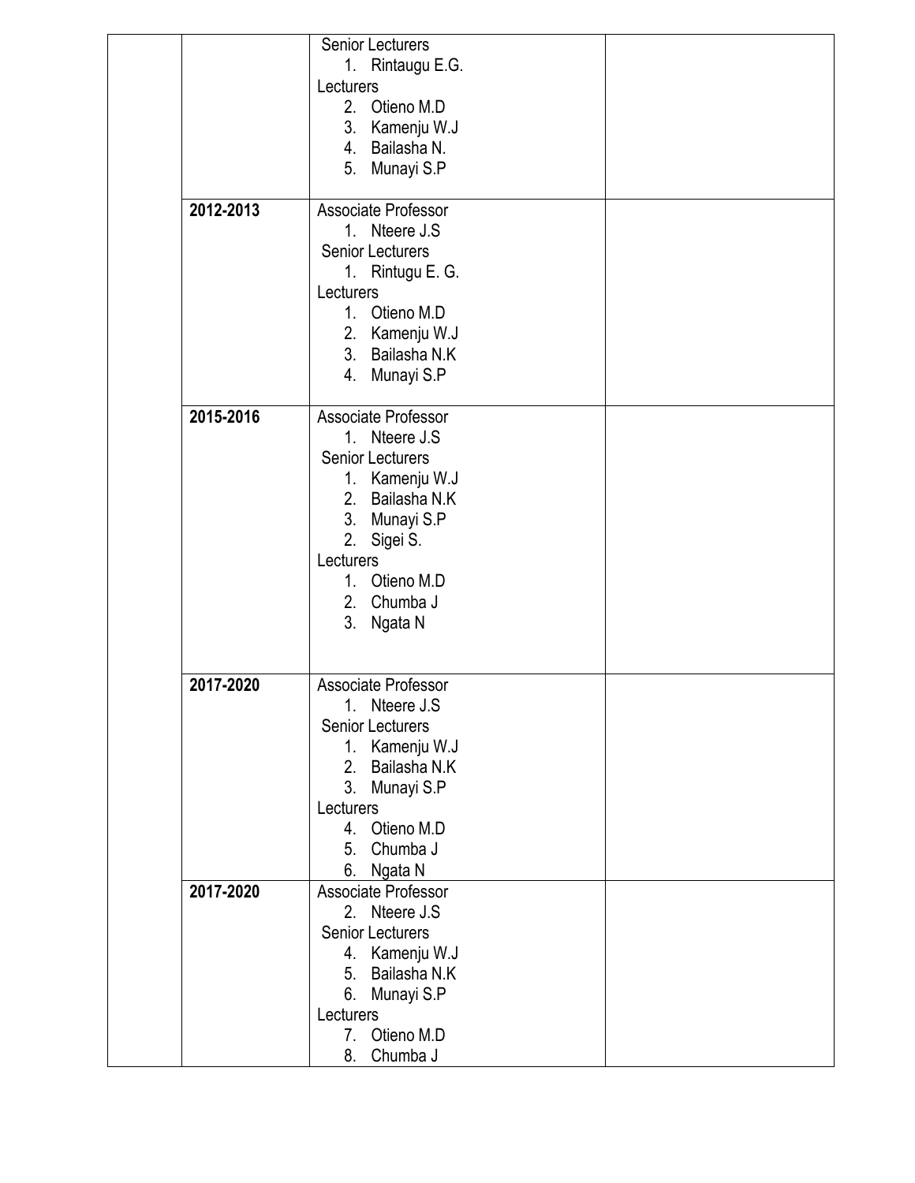|  |  |  |  |
|---|---|---|---|
|  |  | Senior Lecturers<br>1. Rintaugu E.G.<br>Lecturers<br>2. Otieno M.D<br>3. Kamenju W.J<br>4. Bailasha N.<br>5. Munayi S.P |  |
|  | **2012-2013** | Associate Professor<br>1. Nteere J.S<br>Senior Lecturers<br>1. Rintugu E. G.<br>Lecturers<br>1. Otieno M.D<br>2. Kamenju W.J<br>3. Bailasha N.K<br>4. Munayi S.P |  |
|  | **2015-2016** | Associate Professor<br>1. Nteere J.S<br>Senior Lecturers<br>1. Kamenju W.J<br>2. Bailasha N.K<br>3. Munayi S.P<br>2. Sigei S.<br>Lecturers<br>1. Otieno M.D<br>2. Chumba J<br>3. Ngata N |  |
|  | **2017-2020** | Associate Professor<br>1. Nteere J.S<br>Senior Lecturers<br>1. Kamenju W.J<br>2. Bailasha N.K<br>3. Munayi S.P<br>Lecturers<br>4. Otieno M.D<br>5. Chumba J<br>6. Ngata N |  |
|  | **2017-2020** | Associate Professor<br>2. Nteere J.S<br>Senior Lecturers<br>4. Kamenju W.J<br>5. Bailasha N.K<br>6. Munayi S.P<br>Lecturers<br>7. Otieno M.D<br>8. Chumba J |  |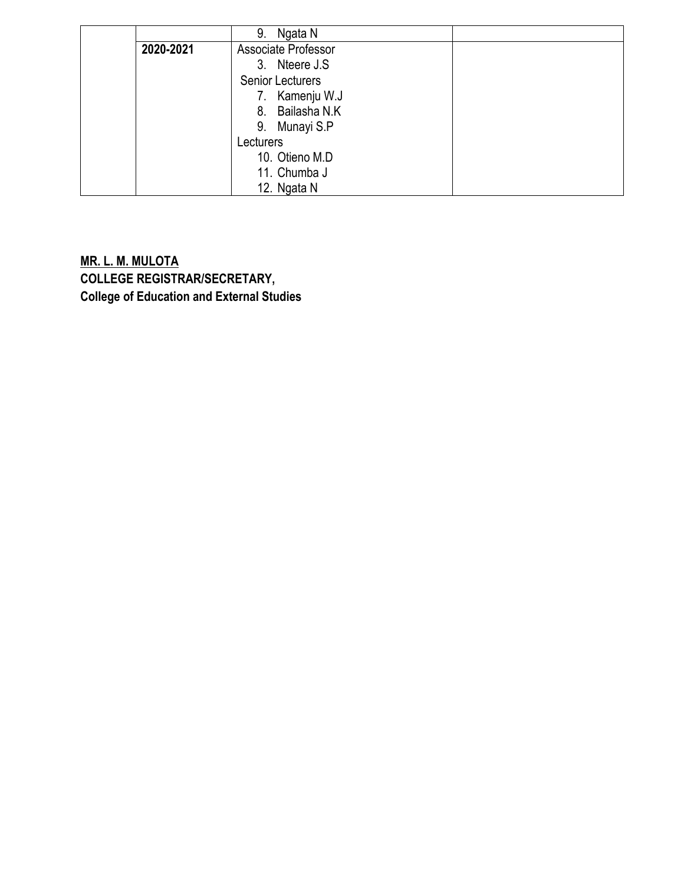| | | | |
|---|---|---|---|
| | | 9. Ngata N | |
| | **2020-2021** | Associate Professor<br>3. Nteere J.S<br>Senior Lecturers<br>7. Kamenju W.J<br>8. Bailasha N.K<br>9. Munayi S.P<br>Lecturers<br>10. Otieno M.D<br>11. Chumba J<br>12. Ngata N | |

**<u>MR. L. M. MULOTA</u>**
**COLLEGE REGISTRAR/SECRETARY,**
**College of Education and External Studies**